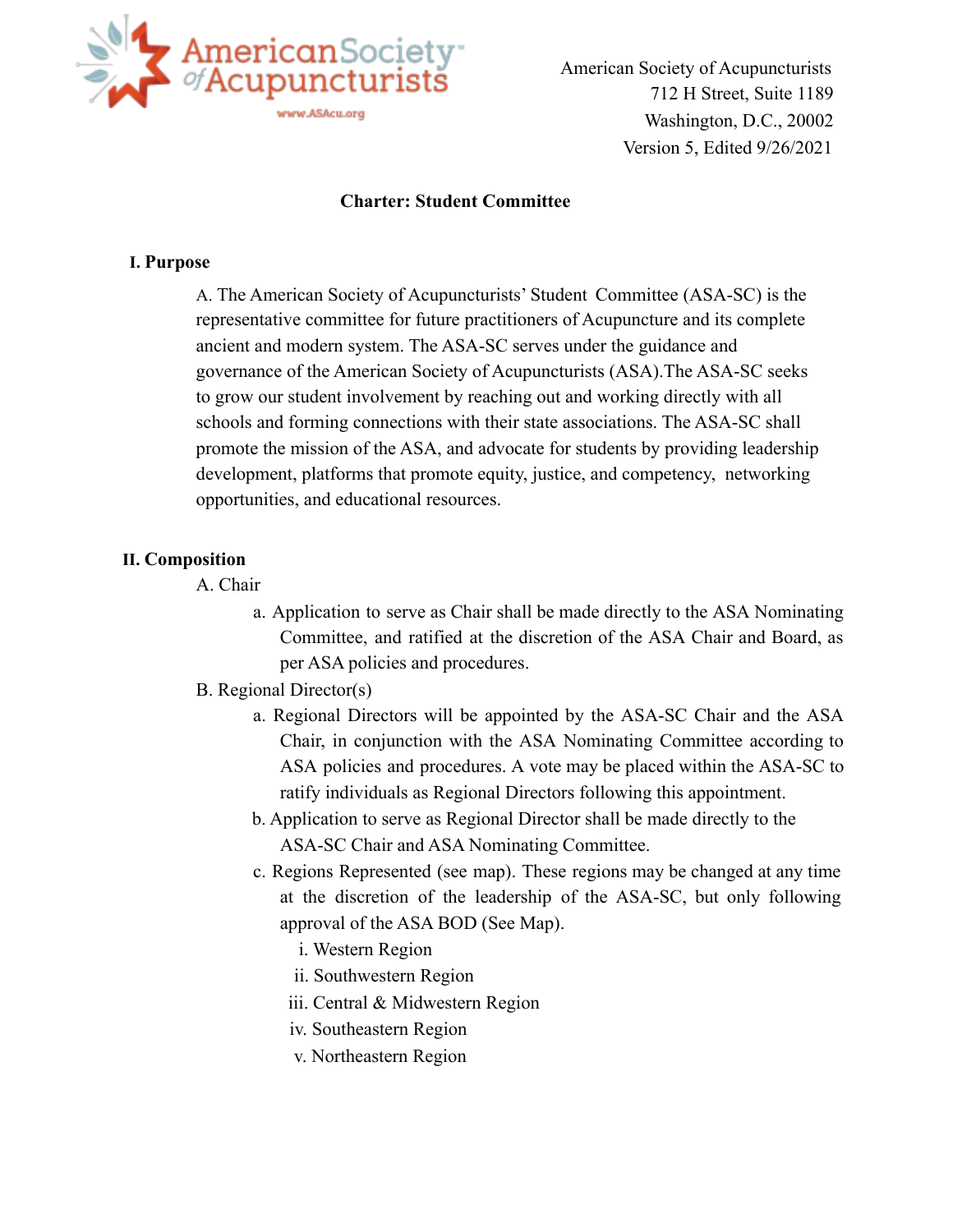American Society of Acupuncturists
712 H Street, Suite 1189
Washington, D.C., 20002
Version 5, Edited 9/26/2021

# Charter: Student Committee

## I. Purpose

A. The American Society of Acupuncturists' Student Committee (ASA-SC) is the representative committee for future practitioners of Acupuncture and its complete ancient and modern system. The ASA-SC serves under the guidance and governance of the American Society of Acupuncturists (ASA).The ASA-SC seeks to grow our student involvement by reaching out and working directly with all schools and forming connections with their state associations. The ASA-SC shall promote the mission of the ASA, and advocate for students by providing leadership development, platforms that promote equity, justice, and competency, networking opportunities, and educational resources.

## II. Composition

A. Chair

a. Application to serve as Chair shall be made directly to the ASA Nominating Committee, and ratified at the discretion of the ASA Chair and Board, as per ASA policies and procedures.

B. Regional Director(s)

a. Regional Directors will be appointed by the ASA-SC Chair and the ASA Chair, in conjunction with the ASA Nominating Committee according to ASA policies and procedures. A vote may be placed within the ASA-SC to ratify individuals as Regional Directors following this appointment.

b. Application to serve as Regional Director shall be made directly to the ASA-SC Chair and ASA Nominating Committee.

c. Regions Represented (see map). These regions may be changed at any time at the discretion of the leadership of the ASA-SC, but only following approval of the ASA BOD (See Map).

i. Western Region
ii. Southwestern Region
iii. Central & Midwestern Region
iv. Southeastern Region
v. Northeastern Region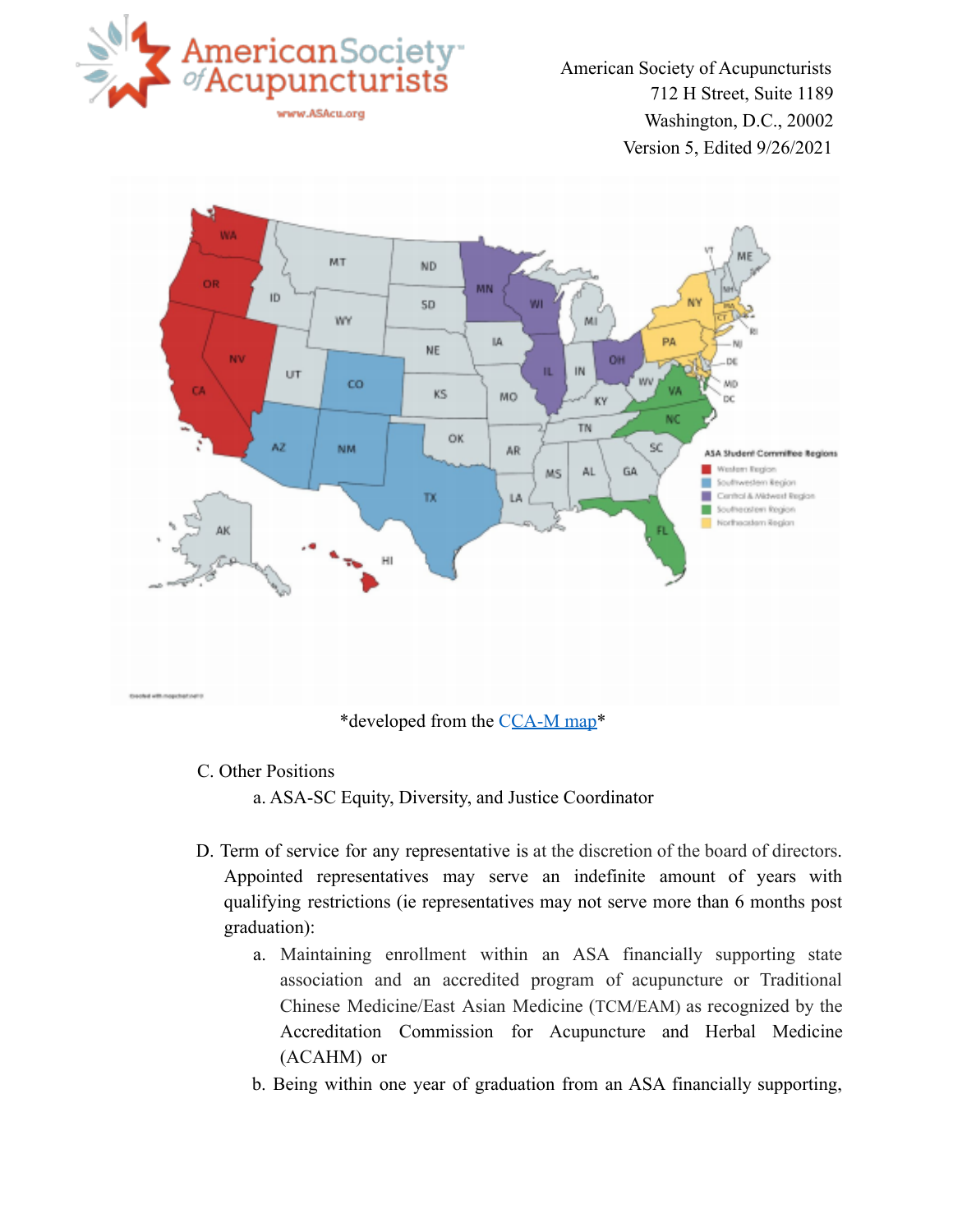American Society of Acupuncturists
712 H Street, Suite 1189
Washington, D.C., 20002
Version 5, Edited 9/26/2021

\*developed from the CCA-M map\*

C. Other Positions

   a. ASA-SC Equity, Diversity, and Justice Coordinator

D. Term of service for any representative is at the discretion of the board of directors. Appointed representatives may serve an indefinite amount of years with qualifying restrictions (ie representatives may not serve more than 6 months post graduation):

   a. Maintaining enrollment within an ASA financially supporting state association and an accredited program of acupuncture or Traditional Chinese Medicine/East Asian Medicine (TCM/EAM) as recognized by the Accreditation Commission for Acupuncture and Herbal Medicine (ACAHM) or

   b. Being within one year of graduation from an ASA financially supporting,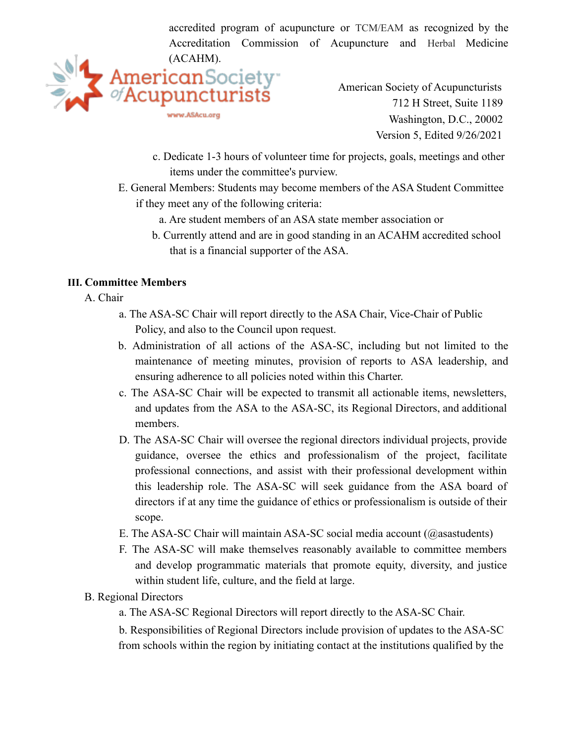accredited program of acupuncture or TCM/EAM as recognized by the Accreditation Commission of Acupuncture and Herbal Medicine (ACAHM).

American Society of Acupuncturists
712 H Street, Suite 1189
Washington, D.C., 20002
Version 5, Edited 9/26/2021

c. Dedicate 1-3 hours of volunteer time for projects, goals, meetings and other items under the committee's purview.

E. General Members: Students may become members of the ASA Student Committee if they meet any of the following criteria:

a. Are student members of an ASA state member association or

b. Currently attend and are in good standing in an ACAHM accredited school that is a financial supporter of the ASA.

**III. Committee Members**

A. Chair

a. The ASA-SC Chair will report directly to the ASA Chair, Vice-Chair of Public Policy, and also to the Council upon request.

b. Administration of all actions of the ASA-SC, including but not limited to the maintenance of meeting minutes, provision of reports to ASA leadership, and ensuring adherence to all policies noted within this Charter.

c. The ASA-SC Chair will be expected to transmit all actionable items, newsletters, and updates from the ASA to the ASA-SC, its Regional Directors, and additional members.

D. The ASA-SC Chair will oversee the regional directors individual projects, provide guidance, oversee the ethics and professionalism of the project, facilitate professional connections, and assist with their professional development within this leadership role. The ASA-SC will seek guidance from the ASA board of directors if at any time the guidance of ethics or professionalism is outside of their scope.

E. The ASA-SC Chair will maintain ASA-SC social media account (@asastudents)

F. The ASA-SC will make themselves reasonably available to committee members and develop programmatic materials that promote equity, diversity, and justice within student life, culture, and the field at large.

B. Regional Directors

a. The ASA-SC Regional Directors will report directly to the ASA-SC Chair.

b. Responsibilities of Regional Directors include provision of updates to the ASA-SC from schools within the region by initiating contact at the institutions qualified by the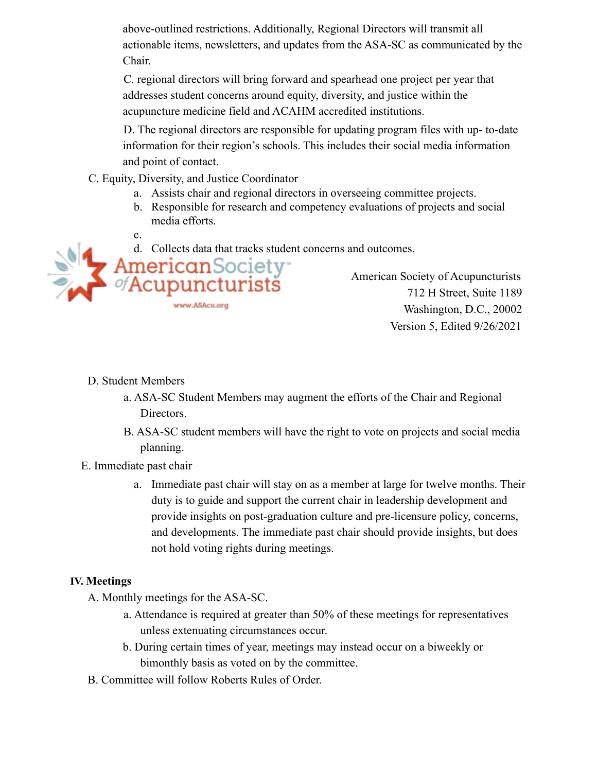above-outlined restrictions. Additionally, Regional Directors will transmit all actionable items, newsletters, and updates from the ASA-SC as communicated by the Chair.

C. regional directors will bring forward and spearhead one project per year that addresses student concerns around equity, diversity, and justice within the acupuncture medicine field and ACAHM accredited institutions.

D. The regional directors are responsible for updating program files with up- to-date information for their region's schools. This includes their social media information and point of contact.

C. Equity, Diversity, and Justice Coordinator

a. Assists chair and regional directors in overseeing committee projects.
b. Responsible for research and competency evaluations of projects and social media efforts.
c.
d. Collects data that tracks student concerns and outcomes.

D. Student Members

a. ASA-SC Student Members may augment the efforts of the Chair and Regional Directors.

B. ASA-SC student members will have the right to vote on projects and social media planning.

E. Immediate past chair

a. Immediate past chair will stay on as a member at large for twelve months. Their duty is to guide and support the current chair in leadership development and provide insights on post-graduation culture and pre-licensure policy, concerns, and developments. The immediate past chair should provide insights, but does not hold voting rights during meetings.

**IV. Meetings**

A. Monthly meetings for the ASA-SC.

a. Attendance is required at greater than 50% of these meetings for representatives unless extenuating circumstances occur.

b. During certain times of year, meetings may instead occur on a biweekly or bimonthly basis as voted on by the committee.

B. Committee will follow Roberts Rules of Order.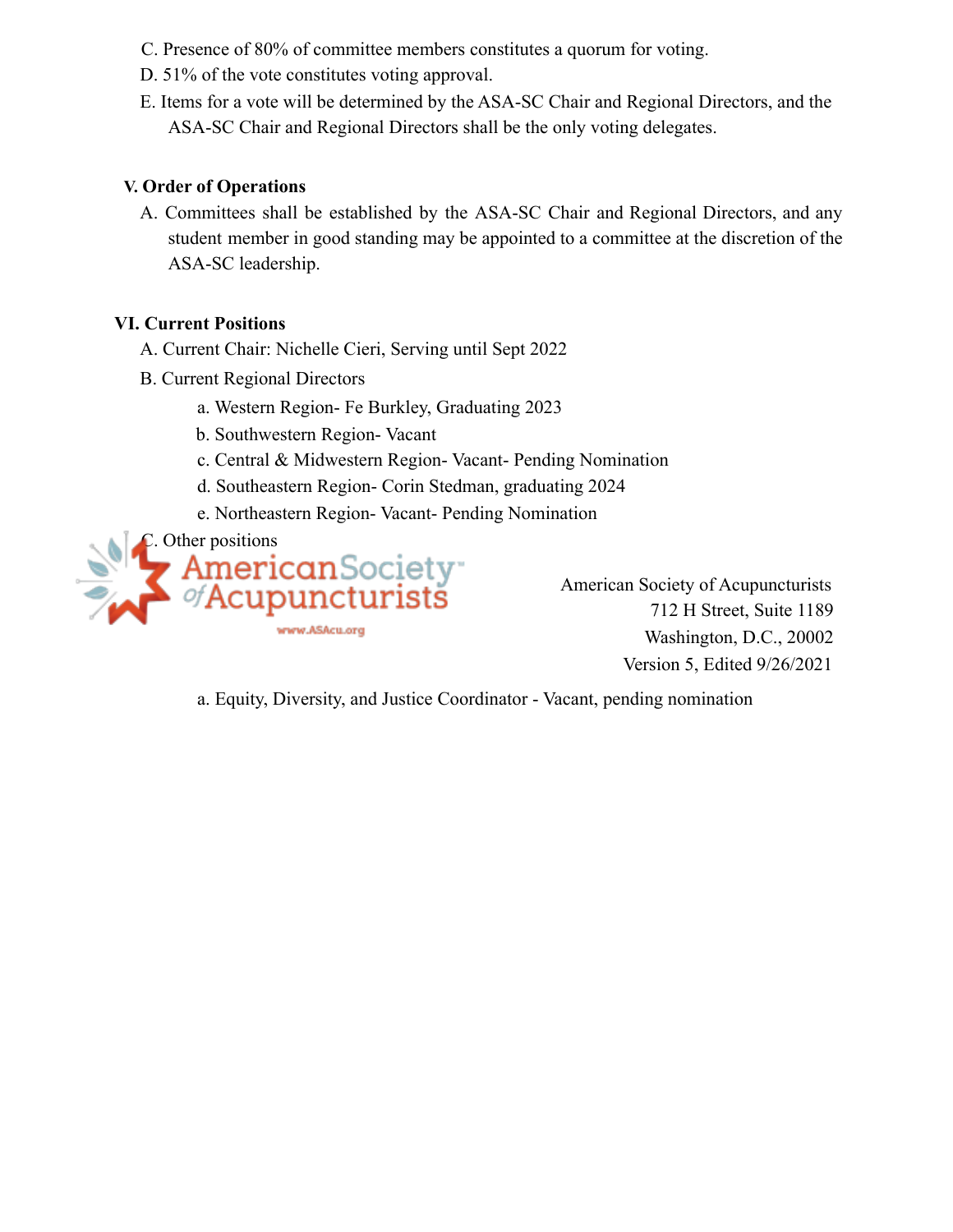C. Presence of 80% of committee members constitutes a quorum for voting.

D. 51% of the vote constitutes voting approval.

E. Items for a vote will be determined by the ASA-SC Chair and Regional Directors, and the ASA-SC Chair and Regional Directors shall be the only voting delegates.

## V. Order of Operations

A. Committees shall be established by the ASA-SC Chair and Regional Directors, and any student member in good standing may be appointed to a committee at the discretion of the ASA-SC leadership.

## VI. Current Positions

A. Current Chair: Nichelle Cieri, Serving until Sept 2022

B. Current Regional Directors

- a. Western Region- Fe Burkley, Graduating 2023
- b. Southwestern Region- Vacant
- c. Central & Midwestern Region- Vacant- Pending Nomination
- d. Southeastern Region- Corin Stedman, graduating 2024
- e. Northeastern Region- Vacant- Pending Nomination

C. Other positions

- a. Equity, Diversity, and Justice Coordinator - Vacant, pending nomination